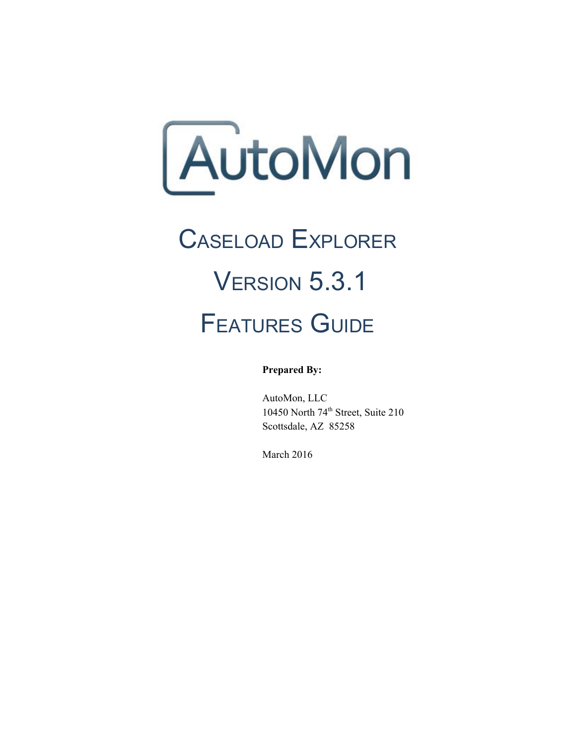# AutoMon

# Caseload Explorer

# Version 5.3.1

# Features Guide

**Prepared By:**

AutoMon, LLC
10450 North 74th Street, Suite 210
Scottsdale, AZ 85258

March 2016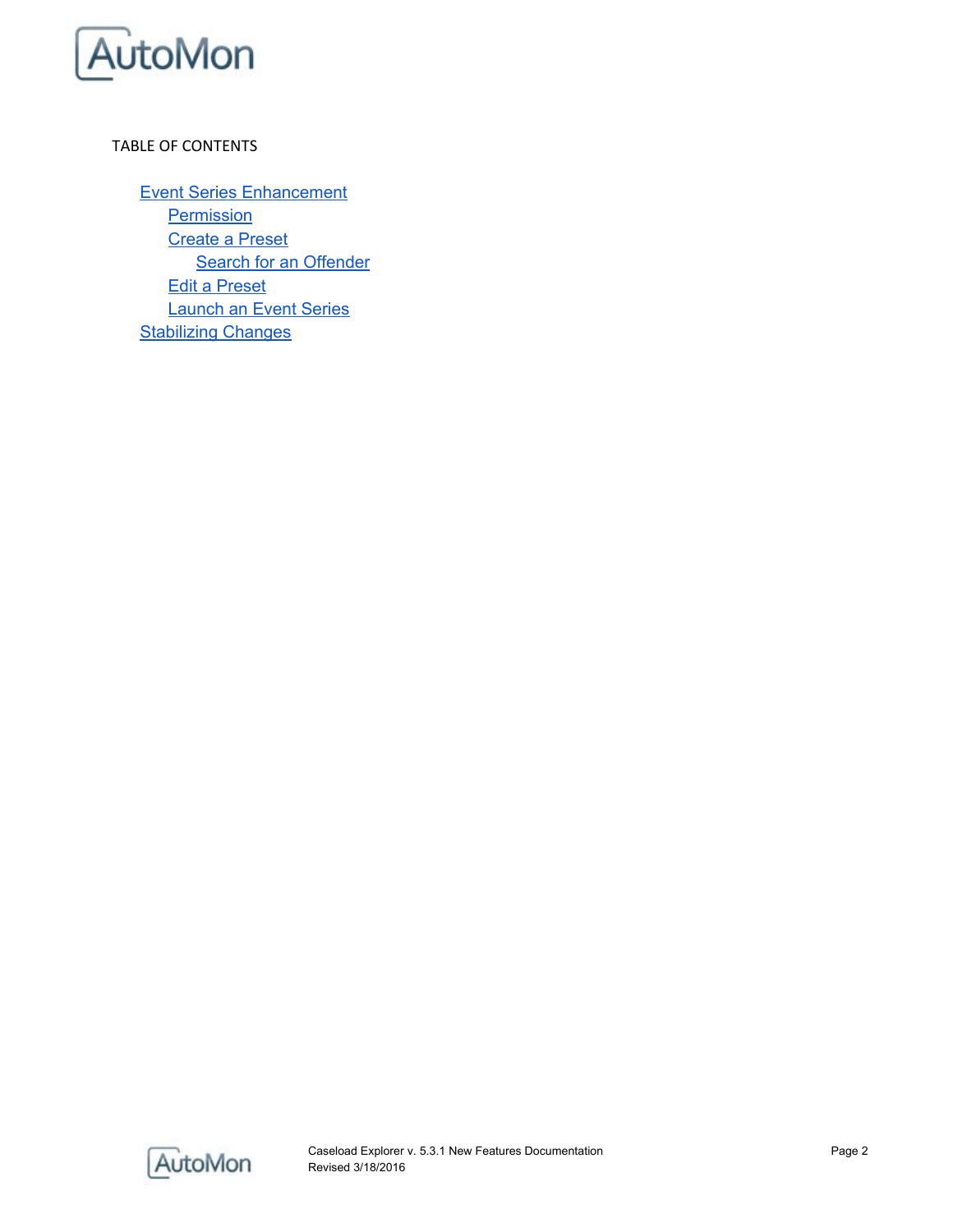TABLE OF CONTENTS

- Event Series Enhancement
  - Permission
  - Create a Preset
    - Search for an Offender
  - Edit a Preset
  - Launch an Event Series
- Stabilizing Changes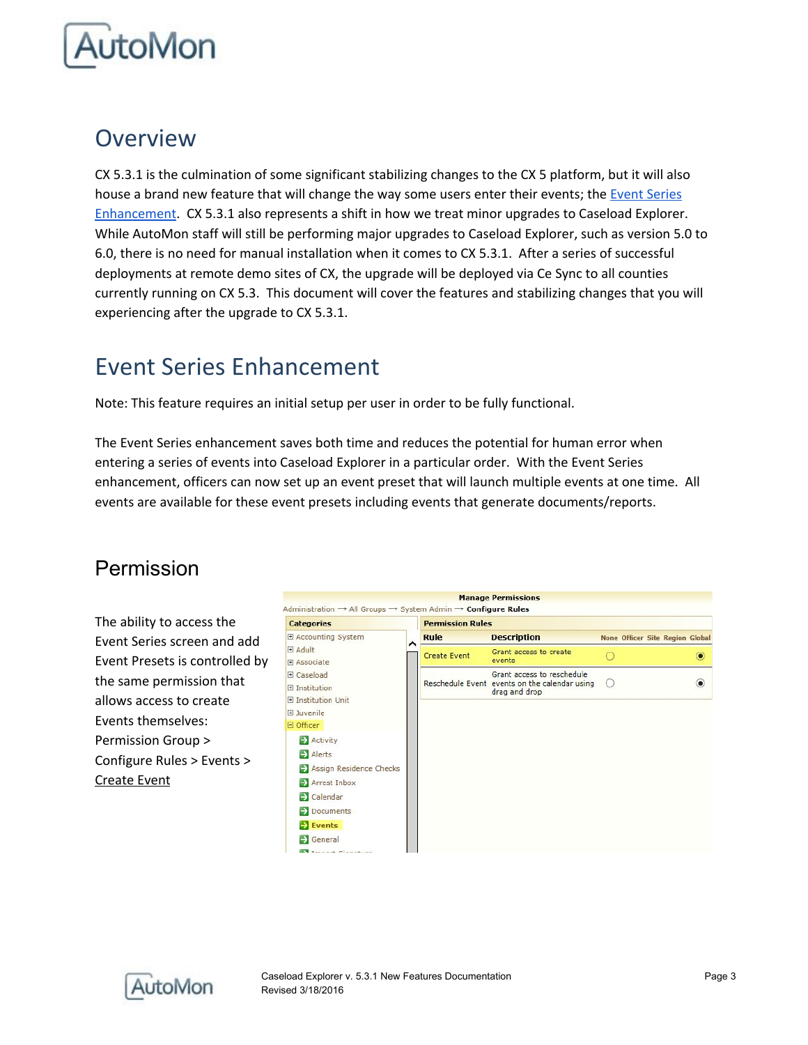# Overview

CX 5.3.1 is the culmination of some significant stabilizing changes to the CX 5 platform, but it will also house a brand new feature that will change the way some users enter their events; the [Event Series Enhancement](). CX 5.3.1 also represents a shift in how we treat minor upgrades to Caseload Explorer. While AutoMon staff will still be performing major upgrades to Caseload Explorer, such as version 5.0 to 6.0, there is no need for manual installation when it comes to CX 5.3.1. After a series of successful deployments at remote demo sites of CX, the upgrade will be deployed via Ce Sync to all counties currently running on CX 5.3. This document will cover the features and stabilizing changes that you will experiencing after the upgrade to CX 5.3.1.

# Event Series Enhancement

Note: This feature requires an initial setup per user in order to be fully functional.

The Event Series enhancement saves both time and reduces the potential for human error when entering a series of events into Caseload Explorer in a particular order. With the Event Series enhancement, officers can now set up an event preset that will launch multiple events at one time. All events are available for these event presets including events that generate documents/reports.

## Permission

The ability to access the Event Series screen and add Event Presets is controlled by the same permission that allows access to create Events themselves: Permission Group > Configure Rules > Events > Create Event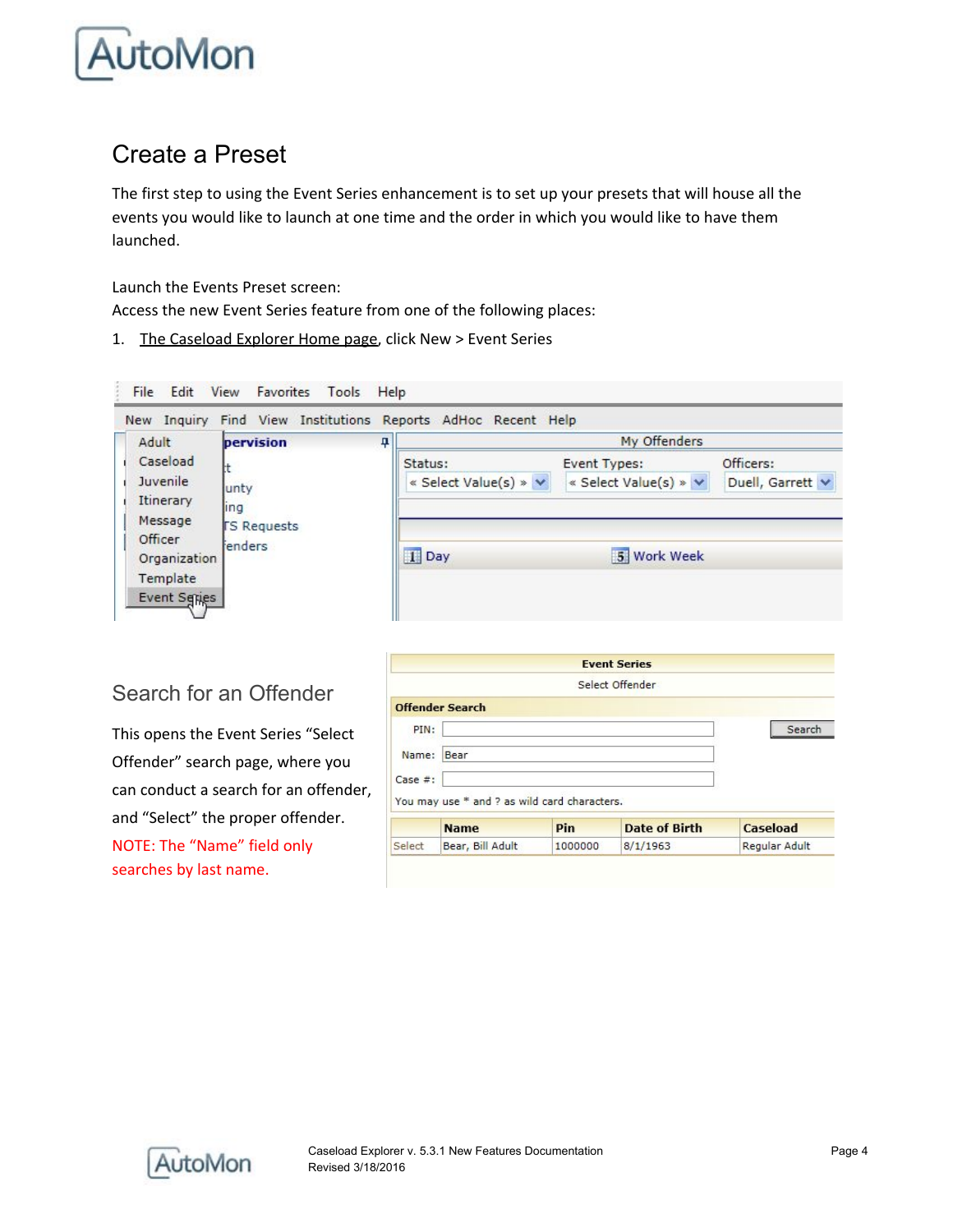# Create a Preset

The first step to using the Event Series enhancement is to set up your presets that will house all the events you would like to launch at one time and the order in which you would like to have them launched.

Launch the Events Preset screen:
Access the new Event Series feature from one of the following places:

1. The Caseload Explorer Home page, click New > Event Series

## Search for an Offender

This opens the Event Series "Select Offender" search page, where you can conduct a search for an offender, and "Select" the proper offender.

NOTE: The "Name" field only searches by last name.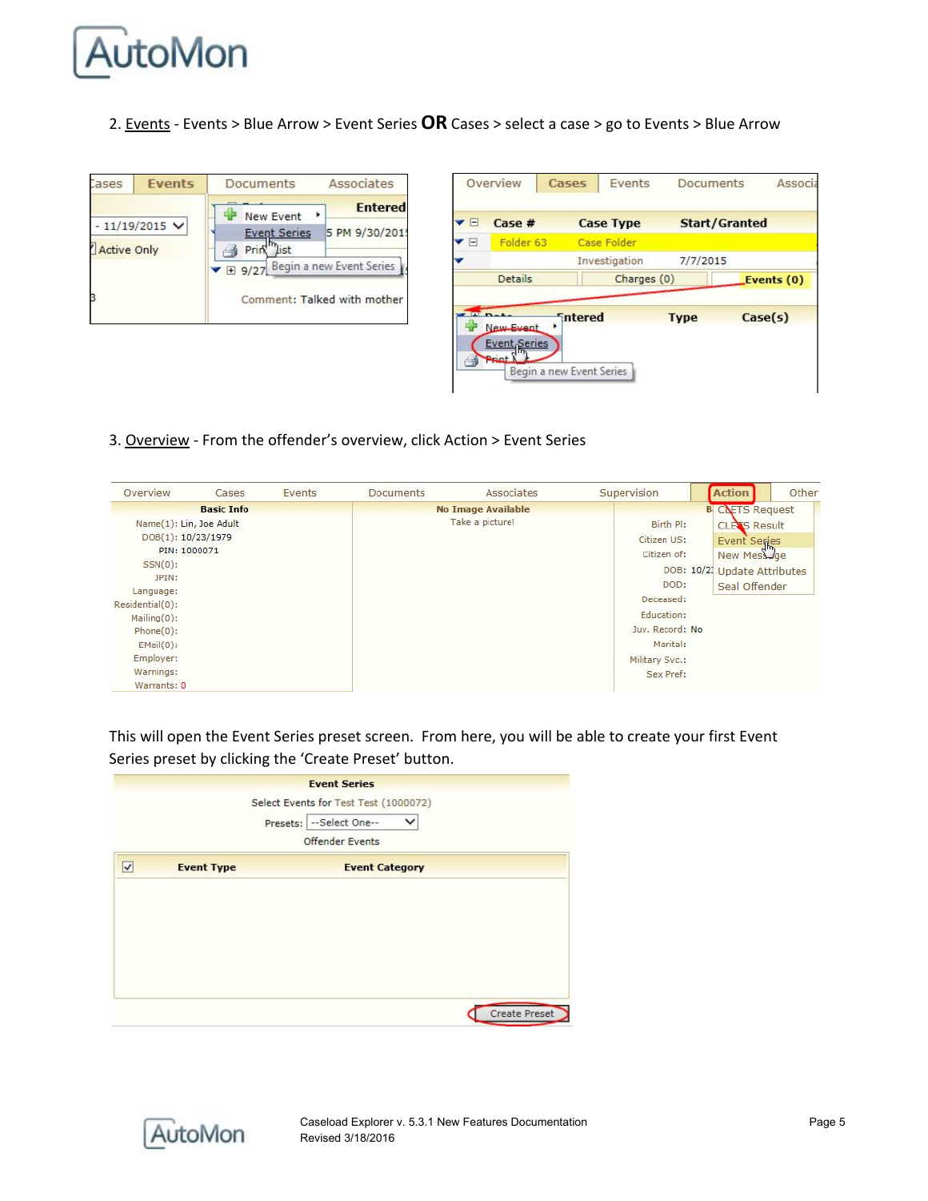2. Events - Events > Blue Arrow > Event Series **OR** Cases > select a case > go to Events > Blue Arrow

3. Overview - From the offender's overview, click Action > Event Series

This will open the Event Series preset screen. From here, you will be able to create your first Event Series preset by clicking the 'Create Preset' button.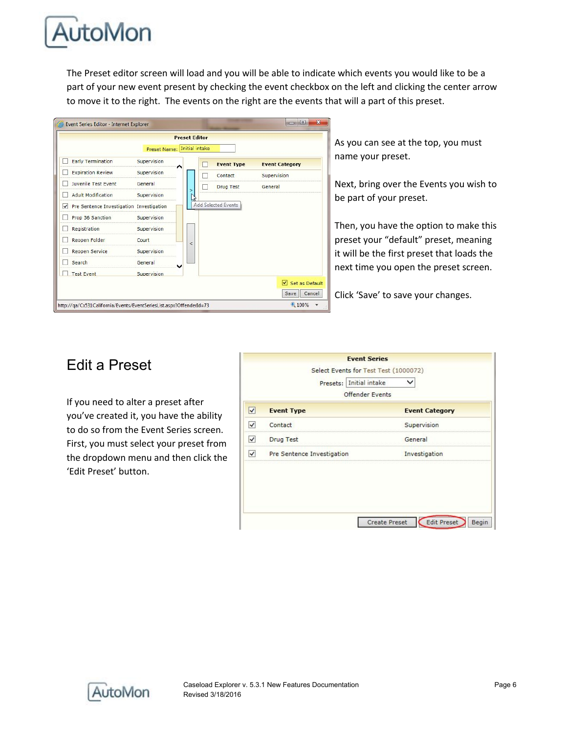The Preset editor screen will load and you will be able to indicate which events you would like to be a part of your new event present by checking the event checkbox on the left and clicking the center arrow to move it to the right. The events on the right are the events that will a part of this preset.

As you can see at the top, you must name your preset.

Next, bring over the Events you wish to be part of your preset.

Then, you have the option to make this preset your "default" preset, meaning it will be the first preset that loads the next time you open the preset screen.

Click 'Save' to save your changes.

## Edit a Preset

If you need to alter a preset after you've created it, you have the ability to do so from the Event Series screen. First, you must select your preset from the dropdown menu and then click the 'Edit Preset' button.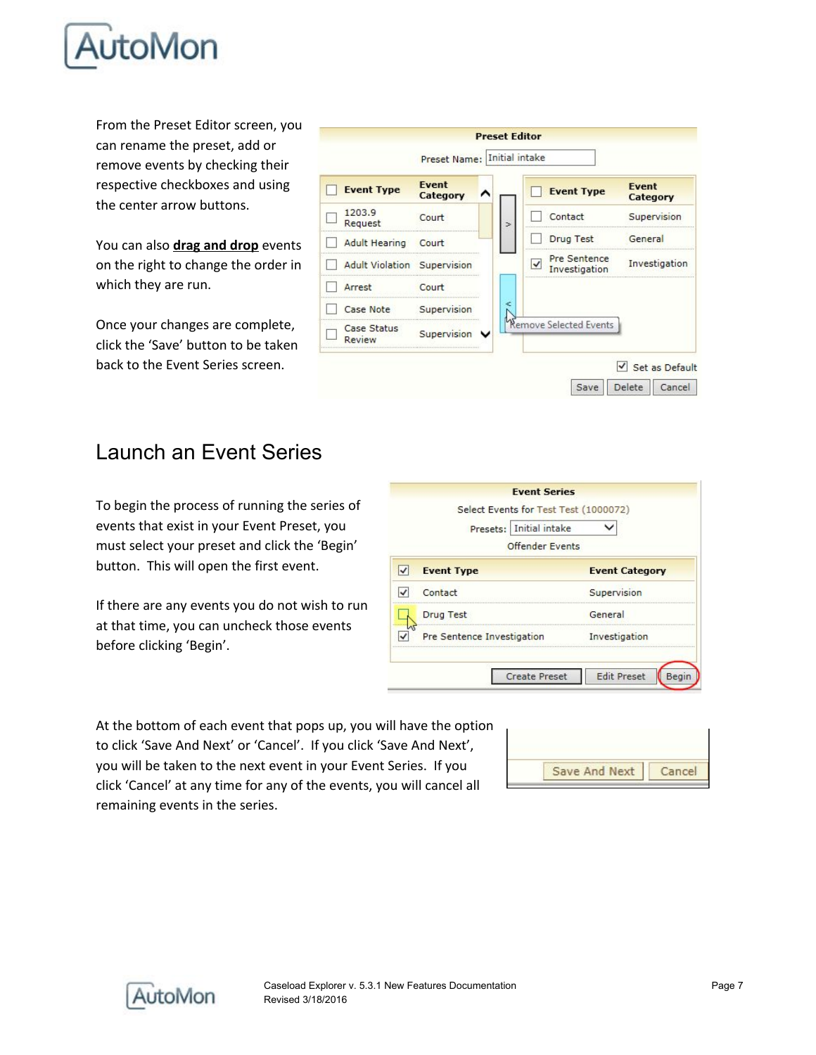From the Preset Editor screen, you can rename the preset, add or remove events by checking their respective checkboxes and using the center arrow buttons.

You can also **drag and drop** events on the right to change the order in which they are run.

Once your changes are complete, click the 'Save' button to be taken back to the Event Series screen.

## Launch an Event Series

To begin the process of running the series of events that exist in your Event Preset, you must select your preset and click the 'Begin' button. This will open the first event.

If there are any events you do not wish to run at that time, you can uncheck those events before clicking 'Begin'.

At the bottom of each event that pops up, you will have the option to click 'Save And Next' or 'Cancel'. If you click 'Save And Next', you will be taken to the next event in your Event Series. If you click 'Cancel' at any time for any of the events, you will cancel all remaining events in the series.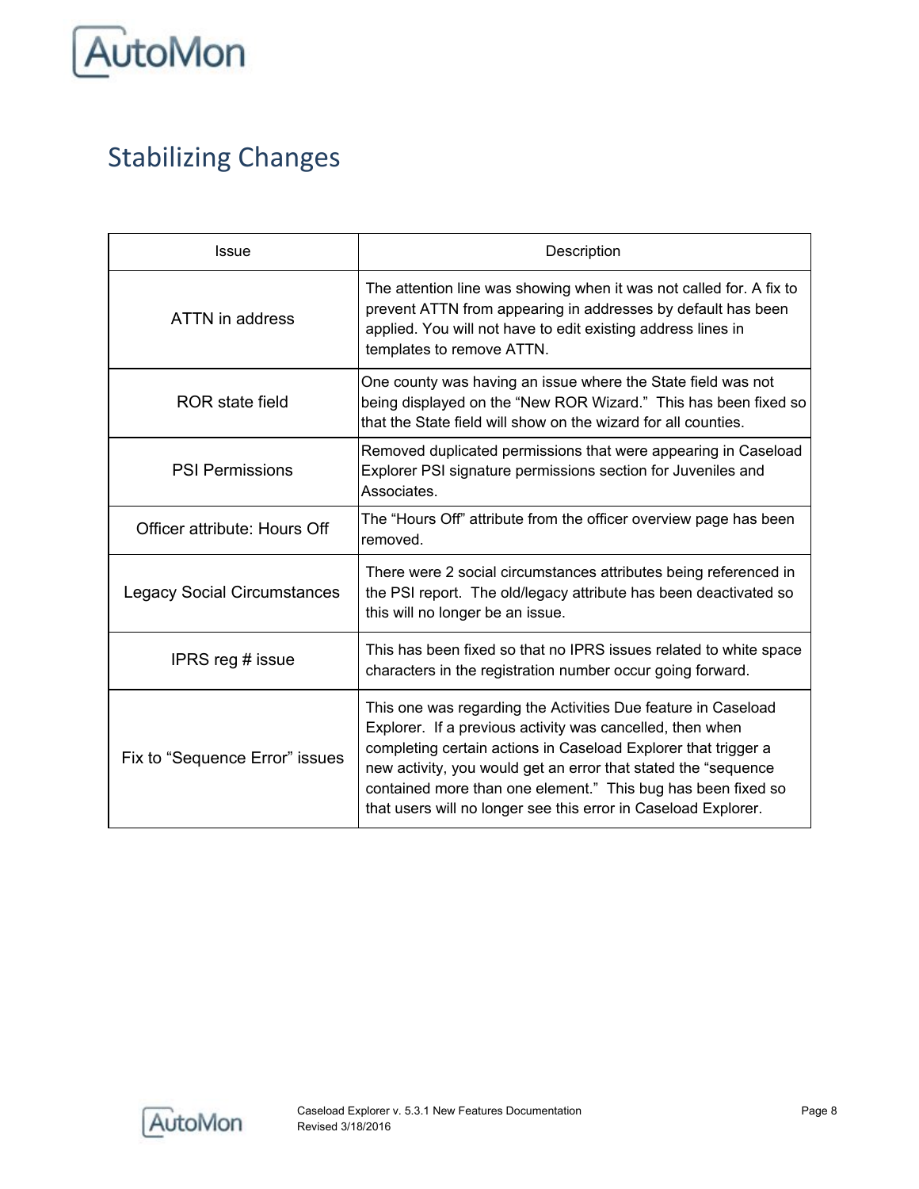## Stabilizing Changes

| Issue | Description |
|---|---|
| ATTN in address | The attention line was showing when it was not called for. A fix to prevent ATTN from appearing in addresses by default has been applied. You will not have to edit existing address lines in templates to remove ATTN. |
| ROR state field | One county was having an issue where the State field was not being displayed on the "New ROR Wizard." This has been fixed so that the State field will show on the wizard for all counties. |
| PSI Permissions | Removed duplicated permissions that were appearing in Caseload Explorer PSI signature permissions section for Juveniles and Associates. |
| Officer attribute: Hours Off | The "Hours Off" attribute from the officer overview page has been removed. |
| Legacy Social Circumstances | There were 2 social circumstances attributes being referenced in the PSI report. The old/legacy attribute has been deactivated so this will no longer be an issue. |
| IPRS reg # issue | This has been fixed so that no IPRS issues related to white space characters in the registration number occur going forward. |
| Fix to "Sequence Error" issues | This one was regarding the Activities Due feature in Caseload Explorer. If a previous activity was cancelled, then when completing certain actions in Caseload Explorer that trigger a new activity, you would get an error that stated the "sequence contained more than one element." This bug has been fixed so that users will no longer see this error in Caseload Explorer. |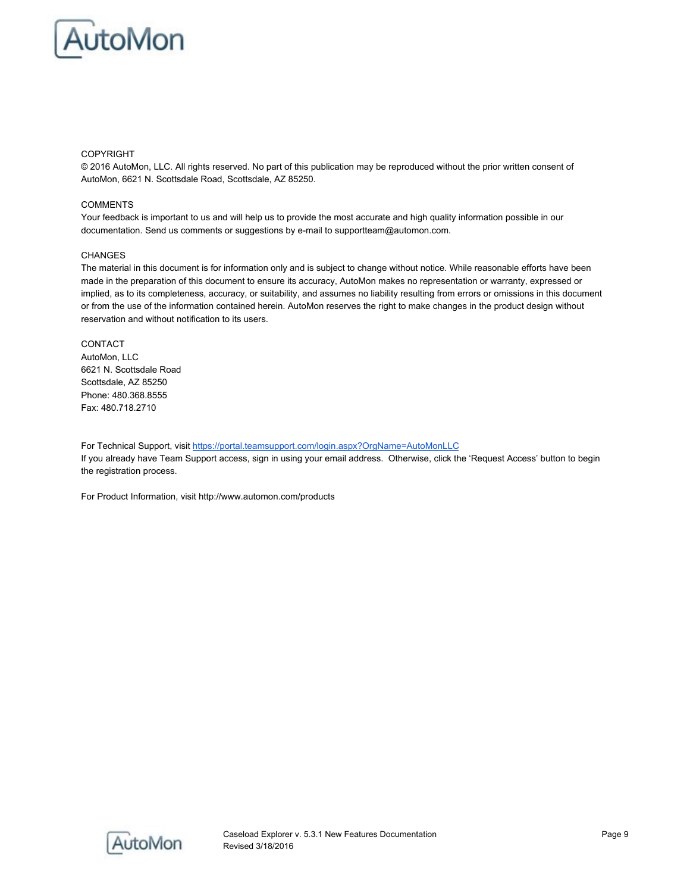COPYRIGHT
© 2016 AutoMon, LLC. All rights reserved. No part of this publication may be reproduced without the prior written consent of AutoMon, 6621 N. Scottsdale Road, Scottsdale, AZ 85250.

COMMENTS
Your feedback is important to us and will help us to provide the most accurate and high quality information possible in our documentation. Send us comments or suggestions by e-mail to supportteam@automon.com.

CHANGES
The material in this document is for information only and is subject to change without notice. While reasonable efforts have been made in the preparation of this document to ensure its accuracy, AutoMon makes no representation or warranty, expressed or implied, as to its completeness, accuracy, or suitability, and assumes no liability resulting from errors or omissions in this document or from the use of the information contained herein. AutoMon reserves the right to make changes in the product design without reservation and without notification to its users.

CONTACT
AutoMon, LLC
6621 N. Scottsdale Road
Scottsdale, AZ 85250
Phone: 480.368.8555
Fax: 480.718.2710

For Technical Support, visit https://portal.teamsupport.com/login.aspx?OrgName=AutoMonLLC
If you already have Team Support access, sign in using your email address. Otherwise, click the 'Request Access' button to begin the registration process.

For Product Information, visit http://www.automon.com/products